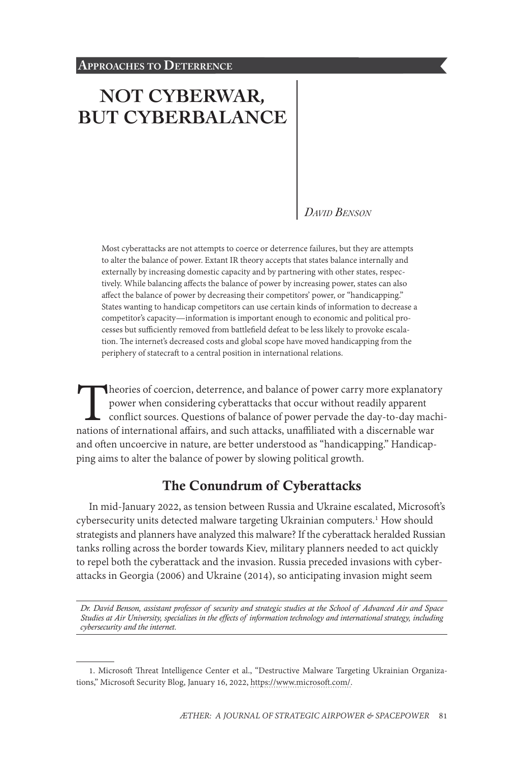**Approaches to Deterrence**

# NOT CYBERWAR, BUT CYBERBALANCE

*David Benson*

Most cyberattacks are not attempts to coerce or deterrence failures, but they are attempts to alter the balance of power. Extant IR theory accepts that states balance internally and externally by increasing domestic capacity and by partnering with other states, respectively. While balancing affects the balance of power by increasing power, states can also affect the balance of power by decreasing their competitors' power, or "handicapping." States wanting to handicap competitors can use certain kinds of information to decrease a competitor's capacity—information is important enough to economic and political processes but sufficiently removed from battlefield defeat to be less likely to provoke escalation. The internet's decreased costs and global scope have moved handicapping from the periphery of statecraft to a central position in international relations.

Theories of coercion, deterrence, and balance of power carry more explanatory power when considering cyberattacks that occur without readily apparent conflict sources. Questions of balance of power pervade the day-to-day machinations of international affairs, and such attacks, unaffiliated with a discernable war and often uncoercive in nature, are better understood as "handicapping." Handicapping aims to alter the balance of power by slowing political growth.

## The Conundrum of Cyberattacks

In mid-January 2022, as tension between Russia and Ukraine escalated, Microsoft's cybersecurity units detected malware targeting Ukrainian computers.[1] How should strategists and planners have analyzed this malware? If the cyberattack heralded Russian tanks rolling across the border towards Kiev, military planners needed to act quickly to repel both the cyberattack and the invasion. Russia preceded invasions with cyberattacks in Georgia (2006) and Ukraine (2014), so anticipating invasion might seem

*Dr. David Benson, assistant professor of security and strategic studies at the School of Advanced Air and Space Studies at Air University, specializes in the effects of information technology and international strategy, including cybersecurity and the internet.*

1. Microsoft Threat Intelligence Center et al., "Destructive Malware Targeting Ukrainian Organizations," Microsoft Security Blog, January 16, 2022, https://www.microsoft.com/.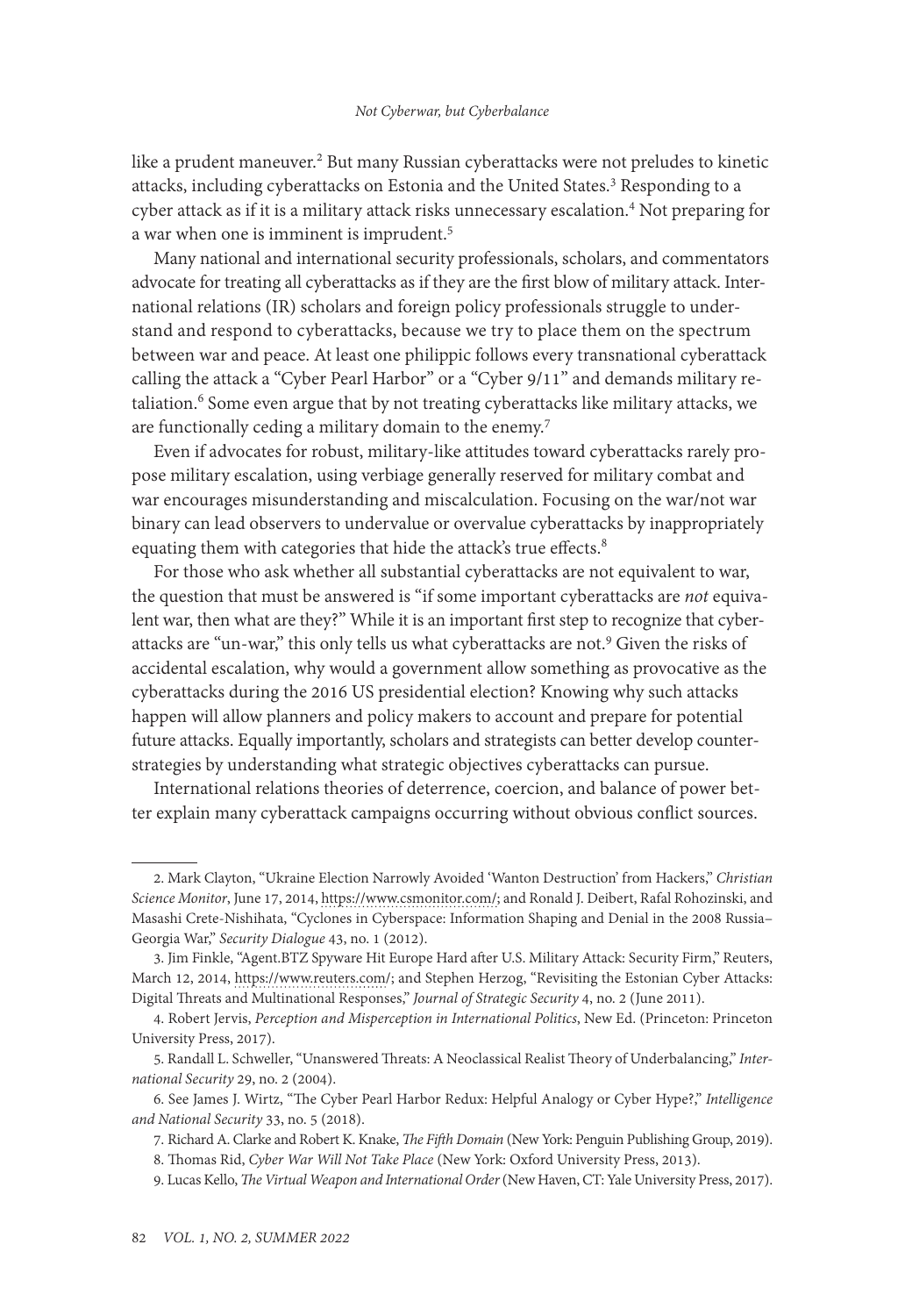like a prudent maneuver.[2] But many Russian cyberattacks were not preludes to kinetic attacks, including cyberattacks on Estonia and the United States.[3] Responding to a cyber attack as if it is a military attack risks unnecessary escalation.[4] Not preparing for a war when one is imminent is imprudent.[5]

Many national and international security professionals, scholars, and commentators advocate for treating all cyberattacks as if they are the first blow of military attack. International relations (IR) scholars and foreign policy professionals struggle to understand and respond to cyberattacks, because we try to place them on the spectrum between war and peace. At least one philippic follows every transnational cyberattack calling the attack a "Cyber Pearl Harbor" or a "Cyber 9/11" and demands military retaliation.[6] Some even argue that by not treating cyberattacks like military attacks, we are functionally ceding a military domain to the enemy.[7]

Even if advocates for robust, military-like attitudes toward cyberattacks rarely propose military escalation, using verbiage generally reserved for military combat and war encourages misunderstanding and miscalculation. Focusing on the war/not war binary can lead observers to undervalue or overvalue cyberattacks by inappropriately equating them with categories that hide the attack's true effects.[8]

For those who ask whether all substantial cyberattacks are not equivalent to war, the question that must be answered is "if some important cyberattacks are *not* equivalent war, then what are they?" While it is an important first step to recognize that cyberattacks are "un-war," this only tells us what cyberattacks are not.[9] Given the risks of accidental escalation, why would a government allow something as provocative as the cyberattacks during the 2016 US presidential election? Knowing why such attacks happen will allow planners and policy makers to account and prepare for potential future attacks. Equally importantly, scholars and strategists can better develop counterstrategies by understanding what strategic objectives cyberattacks can pursue.

International relations theories of deterrence, coercion, and balance of power better explain many cyberattack campaigns occurring without obvious conflict sources.

---

2. Mark Clayton, "Ukraine Election Narrowly Avoided 'Wanton Destruction' from Hackers," *Christian Science Monitor*, June 17, 2014, https://www.csmonitor.com/; and Ronald J. Deibert, Rafal Rohozinski, and Masashi Crete-Nishihata, "Cyclones in Cyberspace: Information Shaping and Denial in the 2008 Russia–Georgia War," *Security Dialogue* 43, no. 1 (2012).

3. Jim Finkle, "Agent.BTZ Spyware Hit Europe Hard after U.S. Military Attack: Security Firm," Reuters, March 12, 2014, https://www.reuters.com/; and Stephen Herzog, "Revisiting the Estonian Cyber Attacks: Digital Threats and Multinational Responses," *Journal of Strategic Security* 4, no. 2 (June 2011).

4. Robert Jervis, *Perception and Misperception in International Politics*, New Ed. (Princeton: Princeton University Press, 2017).

5. Randall L. Schweller, "Unanswered Threats: A Neoclassical Realist Theory of Underbalancing," *International Security* 29, no. 2 (2004).

6. See James J. Wirtz, "The Cyber Pearl Harbor Redux: Helpful Analogy or Cyber Hype?," *Intelligence and National Security* 33, no. 5 (2018).

7. Richard A. Clarke and Robert K. Knake, *The Fifth Domain* (New York: Penguin Publishing Group, 2019).

8. Thomas Rid, *Cyber War Will Not Take Place* (New York: Oxford University Press, 2013).

9. Lucas Kello, *The Virtual Weapon and International Order* (New Haven, CT: Yale University Press, 2017).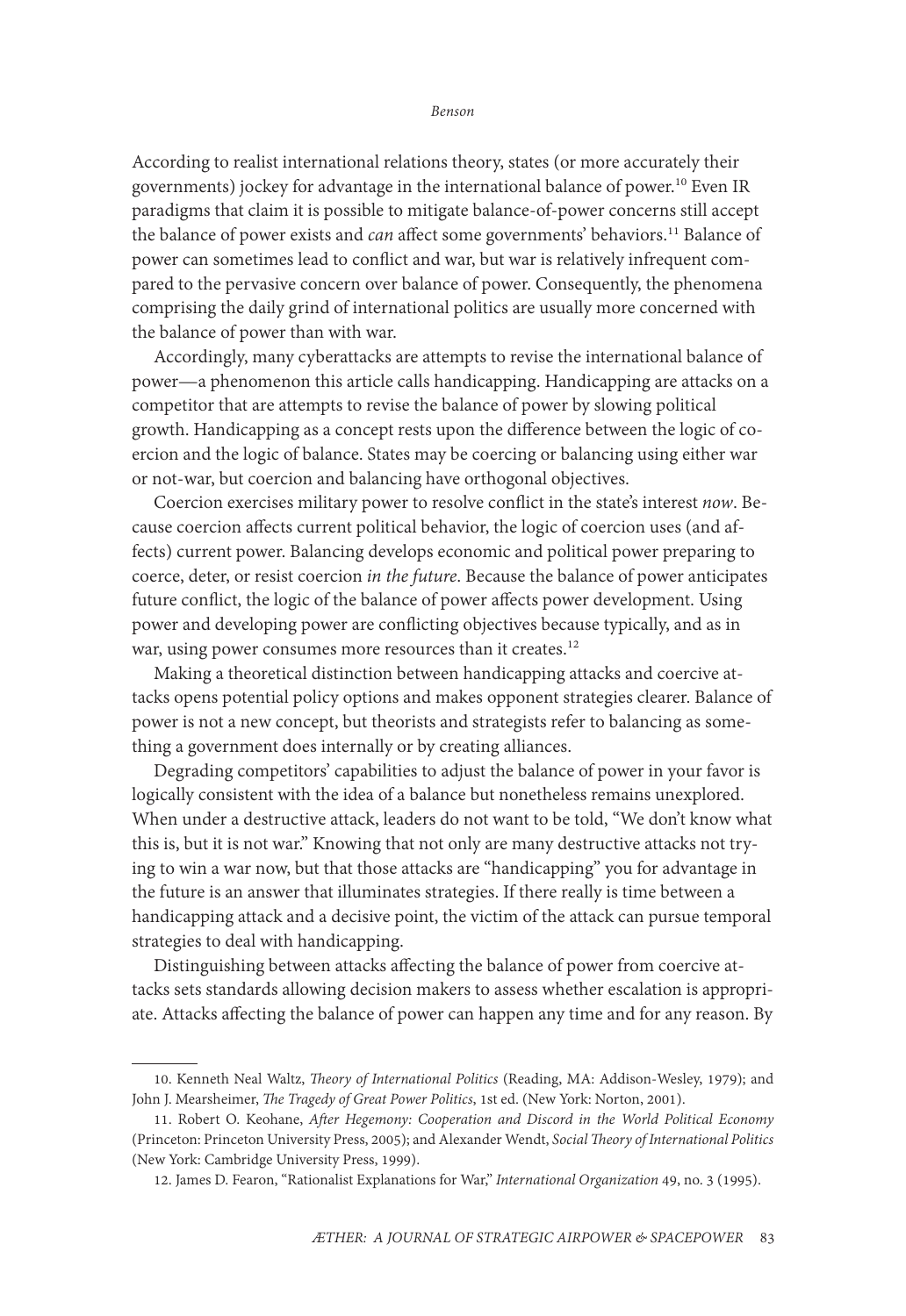According to realist international relations theory, states (or more accurately their governments) jockey for advantage in the international balance of power.[10] Even IR paradigms that claim it is possible to mitigate balance-of-power concerns still accept the balance of power exists and *can* affect some governments' behaviors.[11] Balance of power can sometimes lead to conflict and war, but war is relatively infrequent compared to the pervasive concern over balance of power. Consequently, the phenomena comprising the daily grind of international politics are usually more concerned with the balance of power than with war.

Accordingly, many cyberattacks are attempts to revise the international balance of power—a phenomenon this article calls handicapping. Handicapping are attacks on a competitor that are attempts to revise the balance of power by slowing political growth. Handicapping as a concept rests upon the difference between the logic of coercion and the logic of balance. States may be coercing or balancing using either war or not-war, but coercion and balancing have orthogonal objectives.

Coercion exercises military power to resolve conflict in the state's interest *now*. Because coercion affects current political behavior, the logic of coercion uses (and affects) current power. Balancing develops economic and political power preparing to coerce, deter, or resist coercion *in the future*. Because the balance of power anticipates future conflict, the logic of the balance of power affects power development. Using power and developing power are conflicting objectives because typically, and as in war, using power consumes more resources than it creates.[12]

Making a theoretical distinction between handicapping attacks and coercive attacks opens potential policy options and makes opponent strategies clearer. Balance of power is not a new concept, but theorists and strategists refer to balancing as something a government does internally or by creating alliances.

Degrading competitors' capabilities to adjust the balance of power in your favor is logically consistent with the idea of a balance but nonetheless remains unexplored. When under a destructive attack, leaders do not want to be told, "We don't know what this is, but it is not war." Knowing that not only are many destructive attacks not trying to win a war now, but that those attacks are "handicapping" you for advantage in the future is an answer that illuminates strategies. If there really is time between a handicapping attack and a decisive point, the victim of the attack can pursue temporal strategies to deal with handicapping.

Distinguishing between attacks affecting the balance of power from coercive attacks sets standards allowing decision makers to assess whether escalation is appropriate. Attacks affecting the balance of power can happen any time and for any reason. By

---

10. Kenneth Neal Waltz, *Theory of International Politics* (Reading, MA: Addison-Wesley, 1979); and John J. Mearsheimer, *The Tragedy of Great Power Politics*, 1st ed. (New York: Norton, 2001).

11. Robert O. Keohane, *After Hegemony: Cooperation and Discord in the World Political Economy* (Princeton: Princeton University Press, 2005); and Alexander Wendt, *Social Theory of International Politics* (New York: Cambridge University Press, 1999).

12. James D. Fearon, "Rationalist Explanations for War," *International Organization* 49, no. 3 (1995).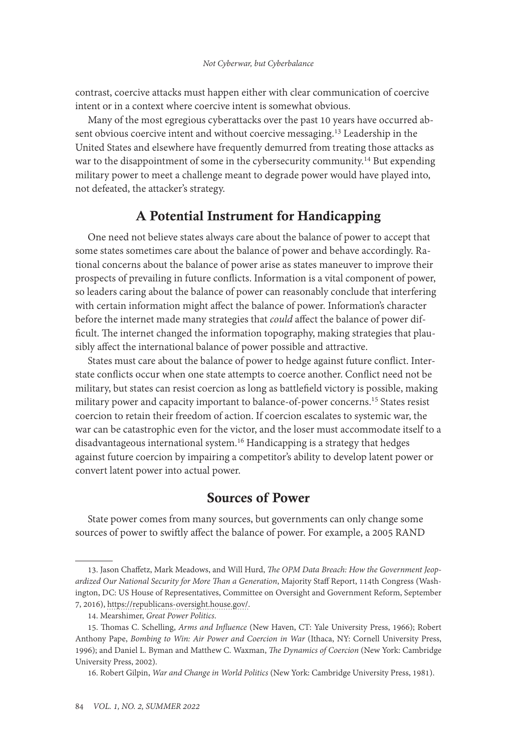contrast, coercive attacks must happen either with clear communication of coercive intent or in a context where coercive intent is somewhat obvious.

Many of the most egregious cyberattacks over the past 10 years have occurred absent obvious coercive intent and without coercive messaging.[13] Leadership in the United States and elsewhere have frequently demurred from treating those attacks as war to the disappointment of some in the cybersecurity community.[14] But expending military power to meet a challenge meant to degrade power would have played into, not defeated, the attacker's strategy.

## A Potential Instrument for Handicapping

One need not believe states always care about the balance of power to accept that some states sometimes care about the balance of power and behave accordingly. Rational concerns about the balance of power arise as states maneuver to improve their prospects of prevailing in future conflicts. Information is a vital component of power, so leaders caring about the balance of power can reasonably conclude that interfering with certain information might affect the balance of power. Information's character before the internet made many strategies that *could* affect the balance of power difficult. The internet changed the information topography, making strategies that plausibly affect the international balance of power possible and attractive.

States must care about the balance of power to hedge against future conflict. Interstate conflicts occur when one state attempts to coerce another. Conflict need not be military, but states can resist coercion as long as battlefield victory is possible, making military power and capacity important to balance-of-power concerns.[15] States resist coercion to retain their freedom of action. If coercion escalates to systemic war, the war can be catastrophic even for the victor, and the loser must accommodate itself to a disadvantageous international system.[16] Handicapping is a strategy that hedges against future coercion by impairing a competitor's ability to develop latent power or convert latent power into actual power.

## Sources of Power

State power comes from many sources, but governments can only change some sources of power to swiftly affect the balance of power. For example, a 2005 RAND

---

13. Jason Chaffetz, Mark Meadows, and Will Hurd, *The OPM Data Breach: How the Government Jeopardized Our National Security for More Than a Generation*, Majority Staff Report, 114th Congress (Washington, DC: US House of Representatives, Committee on Oversight and Government Reform, September 7, 2016), https://republicans-oversight.house.gov/.

14. Mearshimer, *Great Power Politics*.

15. Thomas C. Schelling, *Arms and Influence* (New Haven, CT: Yale University Press, 1966); Robert Anthony Pape, *Bombing to Win: Air Power and Coercion in War* (Ithaca, NY: Cornell University Press, 1996); and Daniel L. Byman and Matthew C. Waxman, *The Dynamics of Coercion* (New York: Cambridge University Press, 2002).

16. Robert Gilpin, *War and Change in World Politics* (New York: Cambridge University Press, 1981).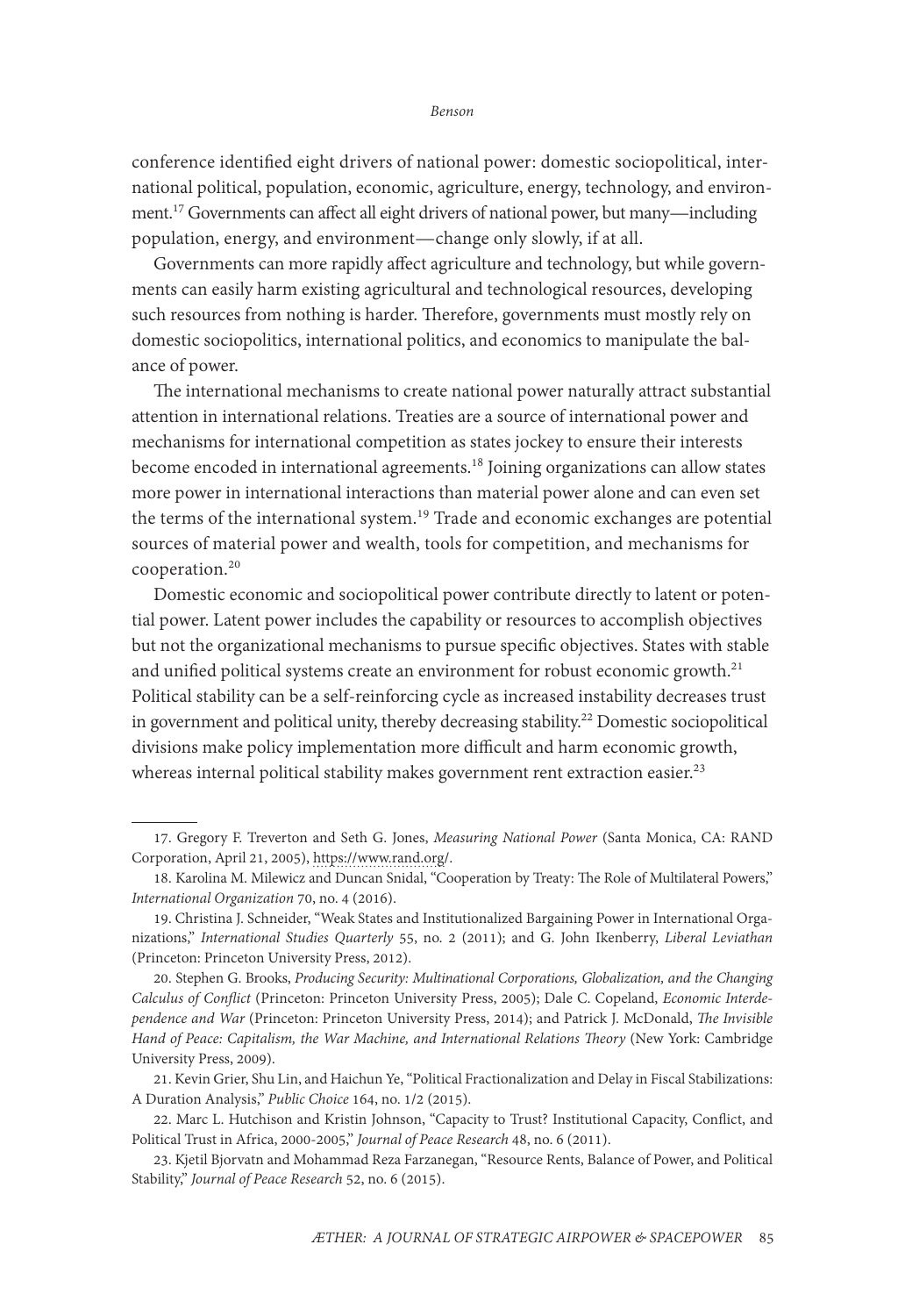conference identified eight drivers of national power: domestic sociopolitical, international political, population, economic, agriculture, energy, technology, and environment.[17] Governments can affect all eight drivers of national power, but many—including population, energy, and environment—change only slowly, if at all.

Governments can more rapidly affect agriculture and technology, but while governments can easily harm existing agricultural and technological resources, developing such resources from nothing is harder. Therefore, governments must mostly rely on domestic sociopolitics, international politics, and economics to manipulate the balance of power.

The international mechanisms to create national power naturally attract substantial attention in international relations. Treaties are a source of international power and mechanisms for international competition as states jockey to ensure their interests become encoded in international agreements.[18] Joining organizations can allow states more power in international interactions than material power alone and can even set the terms of the international system.[19] Trade and economic exchanges are potential sources of material power and wealth, tools for competition, and mechanisms for cooperation.[20]

Domestic economic and sociopolitical power contribute directly to latent or potential power. Latent power includes the capability or resources to accomplish objectives but not the organizational mechanisms to pursue specific objectives. States with stable and unified political systems create an environment for robust economic growth.[21] Political stability can be a self-reinforcing cycle as increased instability decreases trust in government and political unity, thereby decreasing stability.[22] Domestic sociopolitical divisions make policy implementation more difficult and harm economic growth, whereas internal political stability makes government rent extraction easier.[23]

---

17. Gregory F. Treverton and Seth G. Jones, *Measuring National Power* (Santa Monica, CA: RAND Corporation, April 21, 2005), https://www.rand.org/.

18. Karolina M. Milewicz and Duncan Snidal, "Cooperation by Treaty: The Role of Multilateral Powers," *International Organization* 70, no. 4 (2016).

19. Christina J. Schneider, "Weak States and Institutionalized Bargaining Power in International Organizations," *International Studies Quarterly* 55, no. 2 (2011); and G. John Ikenberry, *Liberal Leviathan* (Princeton: Princeton University Press, 2012).

20. Stephen G. Brooks, *Producing Security: Multinational Corporations, Globalization, and the Changing Calculus of Conflict* (Princeton: Princeton University Press, 2005); Dale C. Copeland, *Economic Interdependence and War* (Princeton: Princeton University Press, 2014); and Patrick J. McDonald, *The Invisible Hand of Peace: Capitalism, the War Machine, and International Relations Theory* (New York: Cambridge University Press, 2009).

21. Kevin Grier, Shu Lin, and Haichun Ye, "Political Fractionalization and Delay in Fiscal Stabilizations: A Duration Analysis," *Public Choice* 164, no. 1/2 (2015).

22. Marc L. Hutchison and Kristin Johnson, "Capacity to Trust? Institutional Capacity, Conflict, and Political Trust in Africa, 2000-2005," *Journal of Peace Research* 48, no. 6 (2011).

23. Kjetil Bjorvatn and Mohammad Reza Farzanegan, "Resource Rents, Balance of Power, and Political Stability," *Journal of Peace Research* 52, no. 6 (2015).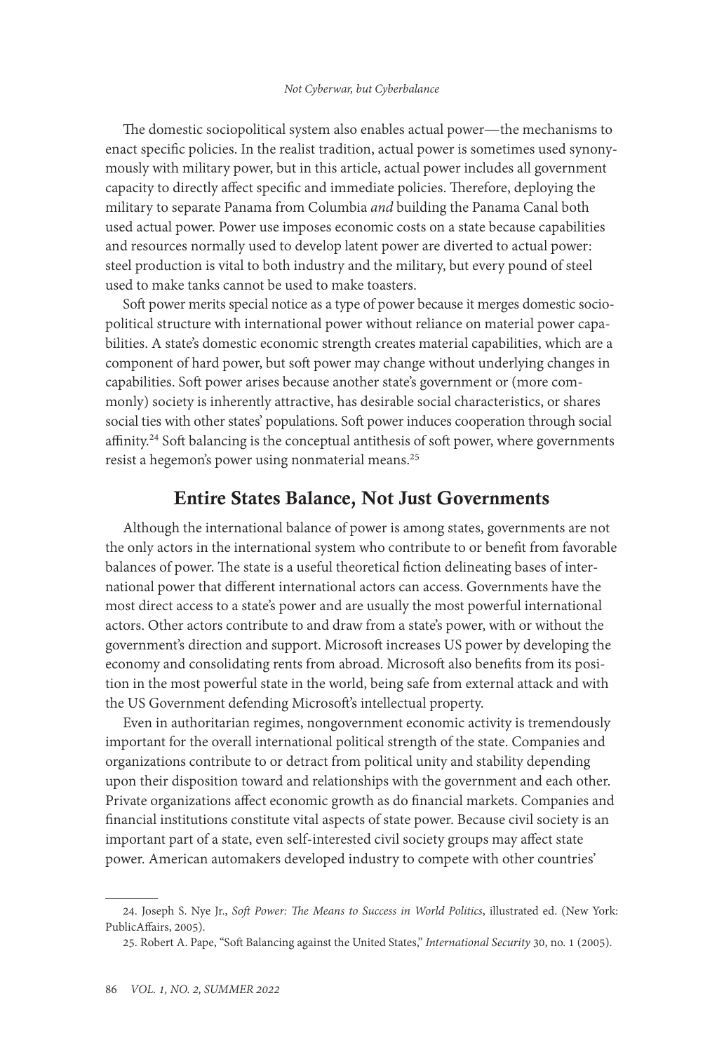The domestic sociopolitical system also enables actual power—the mechanisms to enact specific policies. In the realist tradition, actual power is sometimes used synonymously with military power, but in this article, actual power includes all government capacity to directly affect specific and immediate policies. Therefore, deploying the military to separate Panama from Columbia *and* building the Panama Canal both used actual power. Power use imposes economic costs on a state because capabilities and resources normally used to develop latent power are diverted to actual power: steel production is vital to both industry and the military, but every pound of steel used to make tanks cannot be used to make toasters.

Soft power merits special notice as a type of power because it merges domestic sociopolitical structure with international power without reliance on material power capabilities. A state's domestic economic strength creates material capabilities, which are a component of hard power, but soft power may change without underlying changes in capabilities. Soft power arises because another state's government or (more commonly) society is inherently attractive, has desirable social characteristics, or shares social ties with other states' populations. Soft power induces cooperation through social affinity.[24] Soft balancing is the conceptual antithesis of soft power, where governments resist a hegemon's power using nonmaterial means.[25]

## Entire States Balance, Not Just Governments

Although the international balance of power is among states, governments are not the only actors in the international system who contribute to or benefit from favorable balances of power. The state is a useful theoretical fiction delineating bases of international power that different international actors can access. Governments have the most direct access to a state's power and are usually the most powerful international actors. Other actors contribute to and draw from a state's power, with or without the government's direction and support. Microsoft increases US power by developing the economy and consolidating rents from abroad. Microsoft also benefits from its position in the most powerful state in the world, being safe from external attack and with the US Government defending Microsoft's intellectual property.

Even in authoritarian regimes, nongovernment economic activity is tremendously important for the overall international political strength of the state. Companies and organizations contribute to or detract from political unity and stability depending upon their disposition toward and relationships with the government and each other. Private organizations affect economic growth as do financial markets. Companies and financial institutions constitute vital aspects of state power. Because civil society is an important part of a state, even self-interested civil society groups may affect state power. American automakers developed industry to compete with other countries'

---

24. Joseph S. Nye Jr., *Soft Power: The Means to Success in World Politics*, illustrated ed. (New York: PublicAffairs, 2005).

25. Robert A. Pape, "Soft Balancing against the United States," *International Security* 30, no. 1 (2005).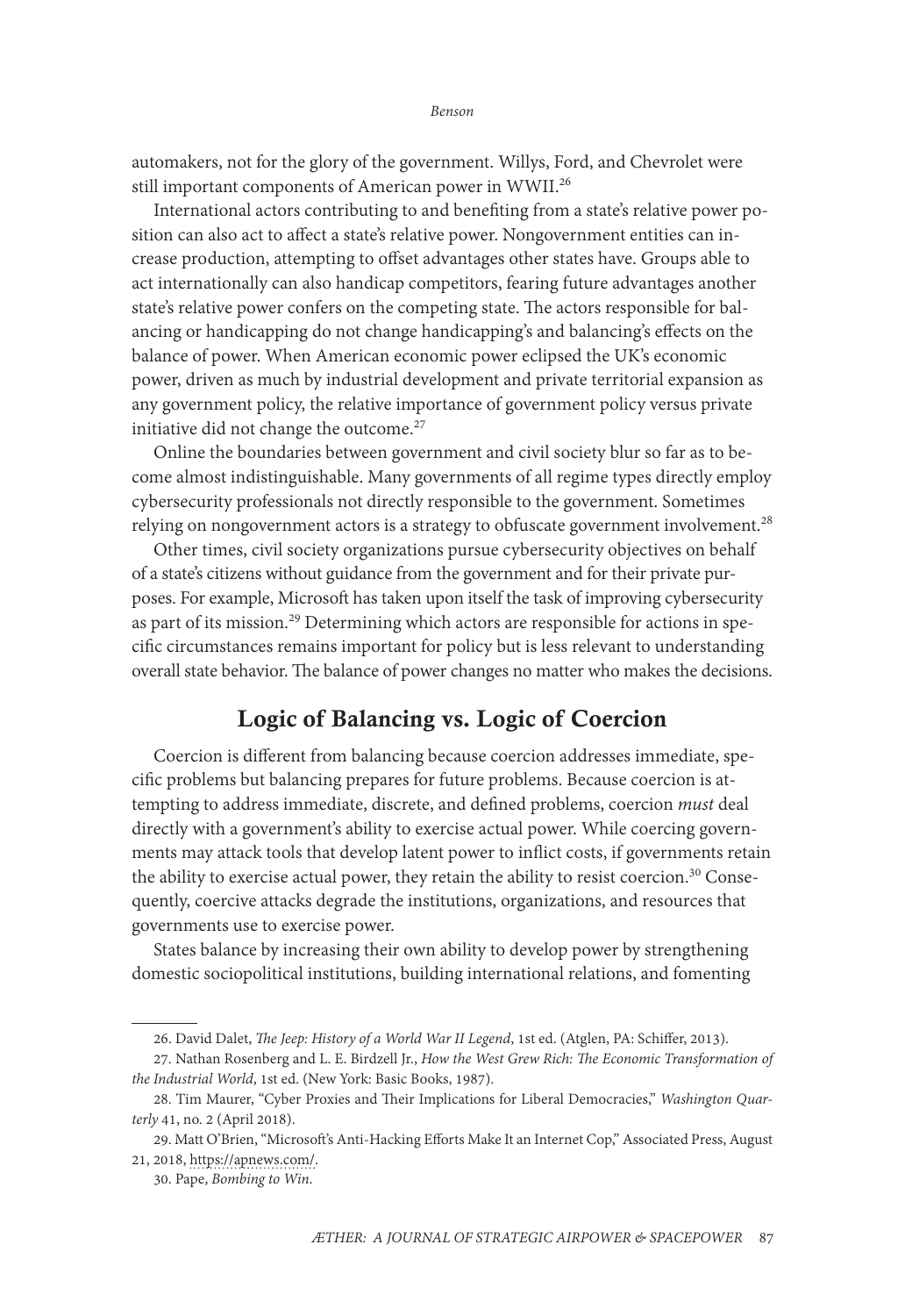automakers, not for the glory of the government. Willys, Ford, and Chevrolet were still important components of American power in WWII.[26]

International actors contributing to and benefiting from a state's relative power position can also act to affect a state's relative power. Nongovernment entities can increase production, attempting to offset advantages other states have. Groups able to act internationally can also handicap competitors, fearing future advantages another state's relative power confers on the competing state. The actors responsible for balancing or handicapping do not change handicapping's and balancing's effects on the balance of power. When American economic power eclipsed the UK's economic power, driven as much by industrial development and private territorial expansion as any government policy, the relative importance of government policy versus private initiative did not change the outcome.[27]

Online the boundaries between government and civil society blur so far as to become almost indistinguishable. Many governments of all regime types directly employ cybersecurity professionals not directly responsible to the government. Sometimes relying on nongovernment actors is a strategy to obfuscate government involvement.[28]

Other times, civil society organizations pursue cybersecurity objectives on behalf of a state's citizens without guidance from the government and for their private purposes. For example, Microsoft has taken upon itself the task of improving cybersecurity as part of its mission.[29] Determining which actors are responsible for actions in specific circumstances remains important for policy but is less relevant to understanding overall state behavior. The balance of power changes no matter who makes the decisions.

## Logic of Balancing vs. Logic of Coercion

Coercion is different from balancing because coercion addresses immediate, specific problems but balancing prepares for future problems. Because coercion is attempting to address immediate, discrete, and defined problems, coercion *must* deal directly with a government's ability to exercise actual power. While coercing governments may attack tools that develop latent power to inflict costs, if governments retain the ability to exercise actual power, they retain the ability to resist coercion.[30] Consequently, coercive attacks degrade the institutions, organizations, and resources that governments use to exercise power.

States balance by increasing their own ability to develop power by strengthening domestic sociopolitical institutions, building international relations, and fomenting

---

26. David Dalet, *The Jeep: History of a World War II Legend*, 1st ed. (Atglen, PA: Schiffer, 2013).

27. Nathan Rosenberg and L. E. Birdzell Jr., *How the West Grew Rich: The Economic Transformation of the Industrial World*, 1st ed. (New York: Basic Books, 1987).

28. Tim Maurer, "Cyber Proxies and Their Implications for Liberal Democracies," *Washington Quarterly* 41, no. 2 (April 2018).

29. Matt O'Brien, "Microsoft's Anti-Hacking Efforts Make It an Internet Cop," Associated Press, August 21, 2018, https://apnews.com/.

30. Pape, *Bombing to Win*.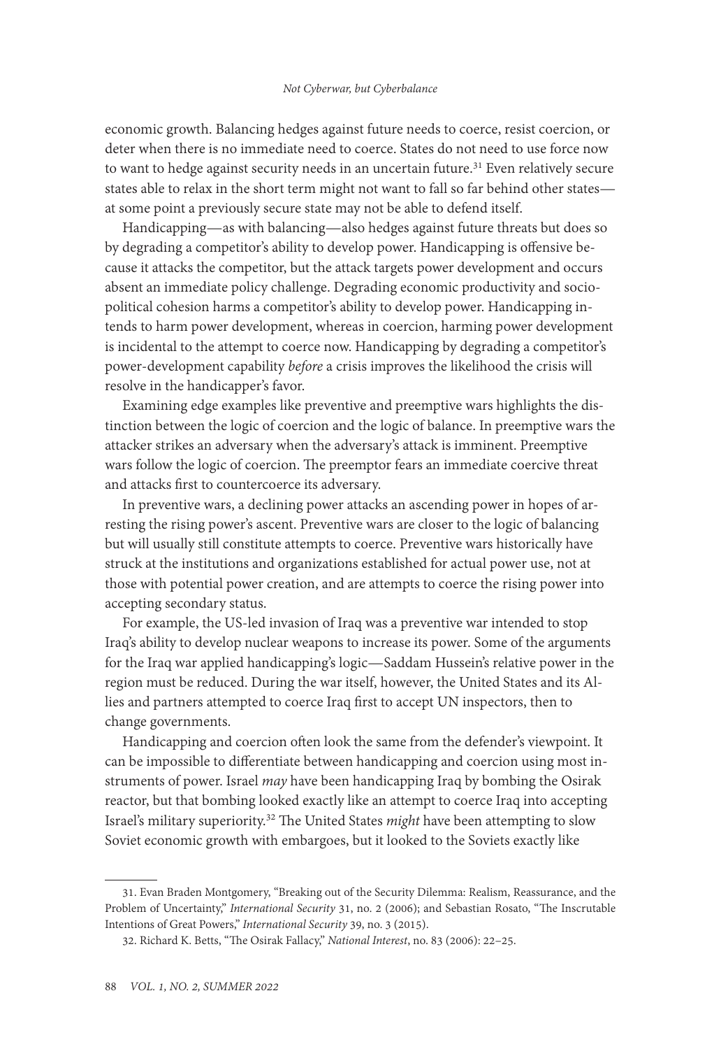economic growth. Balancing hedges against future needs to coerce, resist coercion, or deter when there is no immediate need to coerce. States do not need to use force now to want to hedge against security needs in an uncertain future.[31] Even relatively secure states able to relax in the short term might not want to fall so far behind other states—at some point a previously secure state may not be able to defend itself.

Handicapping—as with balancing—also hedges against future threats but does so by degrading a competitor's ability to develop power. Handicapping is offensive because it attacks the competitor, but the attack targets power development and occurs absent an immediate policy challenge. Degrading economic productivity and socio-political cohesion harms a competitor's ability to develop power. Handicapping intends to harm power development, whereas in coercion, harming power development is incidental to the attempt to coerce now. Handicapping by degrading a competitor's power-development capability *before* a crisis improves the likelihood the crisis will resolve in the handicapper's favor.

Examining edge examples like preventive and preemptive wars highlights the distinction between the logic of coercion and the logic of balance. In preemptive wars the attacker strikes an adversary when the adversary's attack is imminent. Preemptive wars follow the logic of coercion. The preemptor fears an immediate coercive threat and attacks first to countercoerce its adversary.

In preventive wars, a declining power attacks an ascending power in hopes of arresting the rising power's ascent. Preventive wars are closer to the logic of balancing but will usually still constitute attempts to coerce. Preventive wars historically have struck at the institutions and organizations established for actual power use, not at those with potential power creation, and are attempts to coerce the rising power into accepting secondary status.

For example, the US-led invasion of Iraq was a preventive war intended to stop Iraq's ability to develop nuclear weapons to increase its power. Some of the arguments for the Iraq war applied handicapping's logic—Saddam Hussein's relative power in the region must be reduced. During the war itself, however, the United States and its Allies and partners attempted to coerce Iraq first to accept UN inspectors, then to change governments.

Handicapping and coercion often look the same from the defender's viewpoint. It can be impossible to differentiate between handicapping and coercion using most instruments of power. Israel *may* have been handicapping Iraq by bombing the Osirak reactor, but that bombing looked exactly like an attempt to coerce Iraq into accepting Israel's military superiority.[32] The United States *might* have been attempting to slow Soviet economic growth with embargoes, but it looked to the Soviets exactly like

31. Evan Braden Montgomery, "Breaking out of the Security Dilemma: Realism, Reassurance, and the Problem of Uncertainty," *International Security* 31, no. 2 (2006); and Sebastian Rosato, "The Inscrutable Intentions of Great Powers," *International Security* 39, no. 3 (2015).

32. Richard K. Betts, "The Osirak Fallacy," *National Interest*, no. 83 (2006): 22–25.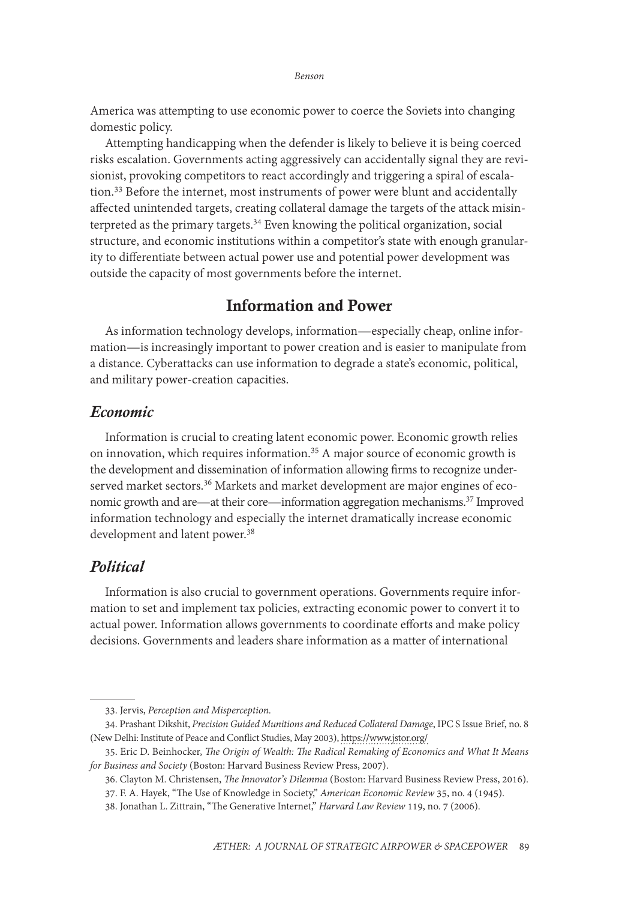America was attempting to use economic power to coerce the Soviets into changing domestic policy.

Attempting handicapping when the defender is likely to believe it is being coerced risks escalation. Governments acting aggressively can accidentally signal they are revisionist, provoking competitors to react accordingly and triggering a spiral of escalation.[33] Before the internet, most instruments of power were blunt and accidentally affected unintended targets, creating collateral damage the targets of the attack misinterpreted as the primary targets.[34] Even knowing the political organization, social structure, and economic institutions within a competitor's state with enough granularity to differentiate between actual power use and potential power development was outside the capacity of most governments before the internet.

## Information and Power

As information technology develops, information—especially cheap, online information—is increasingly important to power creation and is easier to manipulate from a distance. Cyberattacks can use information to degrade a state's economic, political, and military power-creation capacities.

### *Economic*

Information is crucial to creating latent economic power. Economic growth relies on innovation, which requires information.[35] A major source of economic growth is the development and dissemination of information allowing firms to recognize underserved market sectors.[36] Markets and market development are major engines of economic growth and are—at their core—information aggregation mechanisms.[37] Improved information technology and especially the internet dramatically increase economic development and latent power.[38]

### *Political*

Information is also crucial to government operations. Governments require information to set and implement tax policies, extracting economic power to convert it to actual power. Information allows governments to coordinate efforts and make policy decisions. Governments and leaders share information as a matter of international

---

33. Jervis, *Perception and Misperception.*

34. Prashant Dikshit, *Precision Guided Munitions and Reduced Collateral Damage*, IPC S Issue Brief, no. 8 (New Delhi: Institute of Peace and Conflict Studies, May 2003), https://www.jstor.org/

35. Eric D. Beinhocker, *The Origin of Wealth: The Radical Remaking of Economics and What It Means for Business and Society* (Boston: Harvard Business Review Press, 2007).

36. Clayton M. Christensen, *The Innovator's Dilemma* (Boston: Harvard Business Review Press, 2016).

37. F. A. Hayek, "The Use of Knowledge in Society," *American Economic Review* 35, no. 4 (1945).

38. Jonathan L. Zittrain, "The Generative Internet," *Harvard Law Review* 119, no. 7 (2006).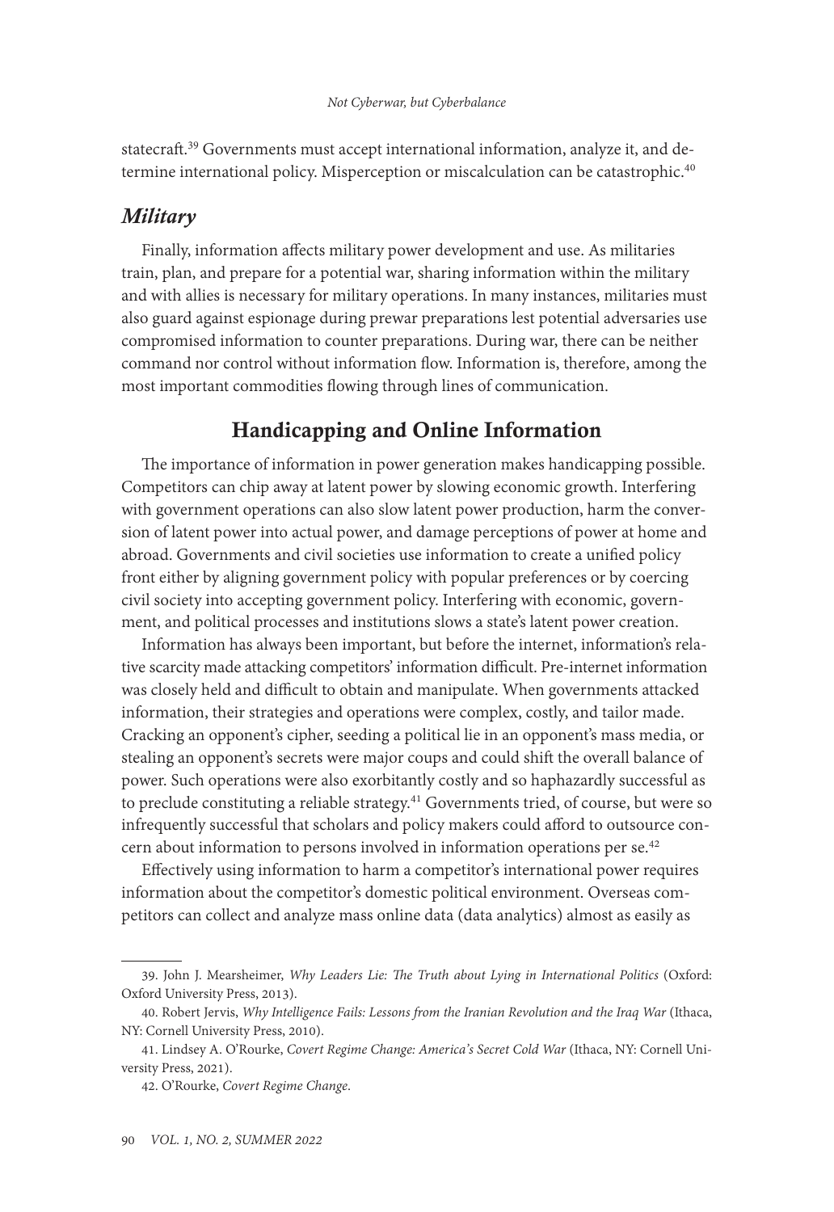statecraft.[39] Governments must accept international information, analyze it, and determine international policy. Misperception or miscalculation can be catastrophic.[40]

### *Military*

Finally, information affects military power development and use. As militaries train, plan, and prepare for a potential war, sharing information within the military and with allies is necessary for military operations. In many instances, militaries must also guard against espionage during prewar preparations lest potential adversaries use compromised information to counter preparations. During war, there can be neither command nor control without information flow. Information is, therefore, among the most important commodities flowing through lines of communication.

## Handicapping and Online Information

The importance of information in power generation makes handicapping possible. Competitors can chip away at latent power by slowing economic growth. Interfering with government operations can also slow latent power production, harm the conversion of latent power into actual power, and damage perceptions of power at home and abroad. Governments and civil societies use information to create a unified policy front either by aligning government policy with popular preferences or by coercing civil society into accepting government policy. Interfering with economic, government, and political processes and institutions slows a state's latent power creation.

Information has always been important, but before the internet, information's relative scarcity made attacking competitors' information difficult. Pre-internet information was closely held and difficult to obtain and manipulate. When governments attacked information, their strategies and operations were complex, costly, and tailor made. Cracking an opponent's cipher, seeding a political lie in an opponent's mass media, or stealing an opponent's secrets were major coups and could shift the overall balance of power. Such operations were also exorbitantly costly and so haphazardly successful as to preclude constituting a reliable strategy.[41] Governments tried, of course, but were so infrequently successful that scholars and policy makers could afford to outsource concern about information to persons involved in information operations per se.[42]

Effectively using information to harm a competitor's international power requires information about the competitor's domestic political environment. Overseas competitors can collect and analyze mass online data (data analytics) almost as easily as

39. John J. Mearsheimer, *Why Leaders Lie: The Truth about Lying in International Politics* (Oxford: Oxford University Press, 2013).

40. Robert Jervis, *Why Intelligence Fails: Lessons from the Iranian Revolution and the Iraq War* (Ithaca, NY: Cornell University Press, 2010).

41. Lindsey A. O'Rourke, *Covert Regime Change: America's Secret Cold War* (Ithaca, NY: Cornell University Press, 2021).

42. O'Rourke, *Covert Regime Change*.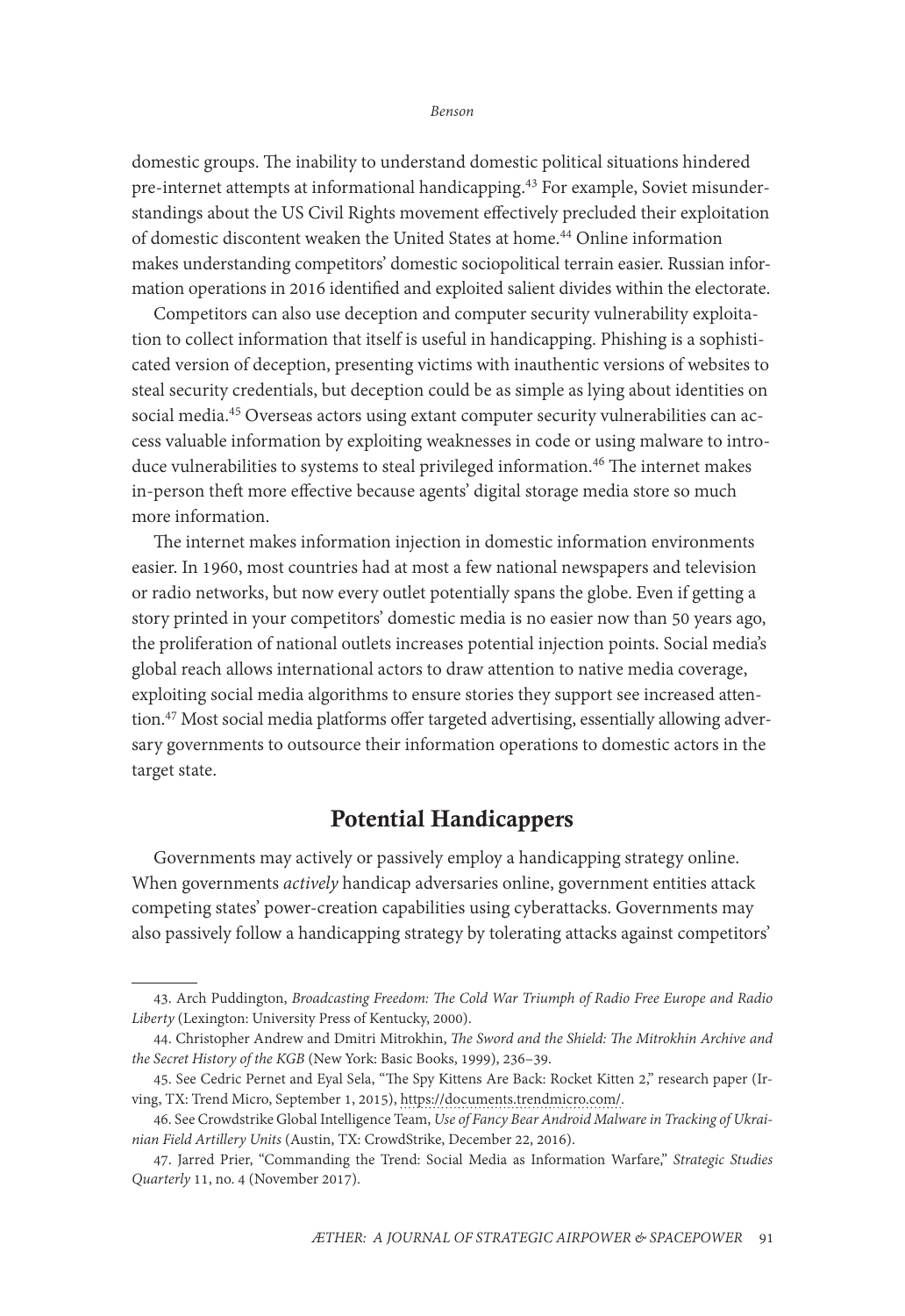domestic groups. The inability to understand domestic political situations hindered pre-internet attempts at informational handicapping.[43] For example, Soviet misunderstandings about the US Civil Rights movement effectively precluded their exploitation of domestic discontent weaken the United States at home.[44] Online information makes understanding competitors' domestic sociopolitical terrain easier. Russian information operations in 2016 identified and exploited salient divides within the electorate.

Competitors can also use deception and computer security vulnerability exploitation to collect information that itself is useful in handicapping. Phishing is a sophisticated version of deception, presenting victims with inauthentic versions of websites to steal security credentials, but deception could be as simple as lying about identities on social media.[45] Overseas actors using extant computer security vulnerabilities can access valuable information by exploiting weaknesses in code or using malware to introduce vulnerabilities to systems to steal privileged information.[46] The internet makes in-person theft more effective because agents' digital storage media store so much more information.

The internet makes information injection in domestic information environments easier. In 1960, most countries had at most a few national newspapers and television or radio networks, but now every outlet potentially spans the globe. Even if getting a story printed in your competitors' domestic media is no easier now than 50 years ago, the proliferation of national outlets increases potential injection points. Social media's global reach allows international actors to draw attention to native media coverage, exploiting social media algorithms to ensure stories they support see increased attention.[47] Most social media platforms offer targeted advertising, essentially allowing adversary governments to outsource their information operations to domestic actors in the target state.

## Potential Handicappers

Governments may actively or passively employ a handicapping strategy online. When governments *actively* handicap adversaries online, government entities attack competing states' power-creation capabilities using cyberattacks. Governments may also passively follow a handicapping strategy by tolerating attacks against competitors'

---

43. Arch Puddington, *Broadcasting Freedom: The Cold War Triumph of Radio Free Europe and Radio Liberty* (Lexington: University Press of Kentucky, 2000).

44. Christopher Andrew and Dmitri Mitrokhin, *The Sword and the Shield: The Mitrokhin Archive and the Secret History of the KGB* (New York: Basic Books, 1999), 236–39.

45. See Cedric Pernet and Eyal Sela, "The Spy Kittens Are Back: Rocket Kitten 2," research paper (Irving, TX: Trend Micro, September 1, 2015), https://documents.trendmicro.com/.

46. See Crowdstrike Global Intelligence Team, *Use of Fancy Bear Android Malware in Tracking of Ukrainian Field Artillery Units* (Austin, TX: CrowdStrike, December 22, 2016).

47. Jarred Prier, "Commanding the Trend: Social Media as Information Warfare," *Strategic Studies Quarterly* 11, no. 4 (November 2017).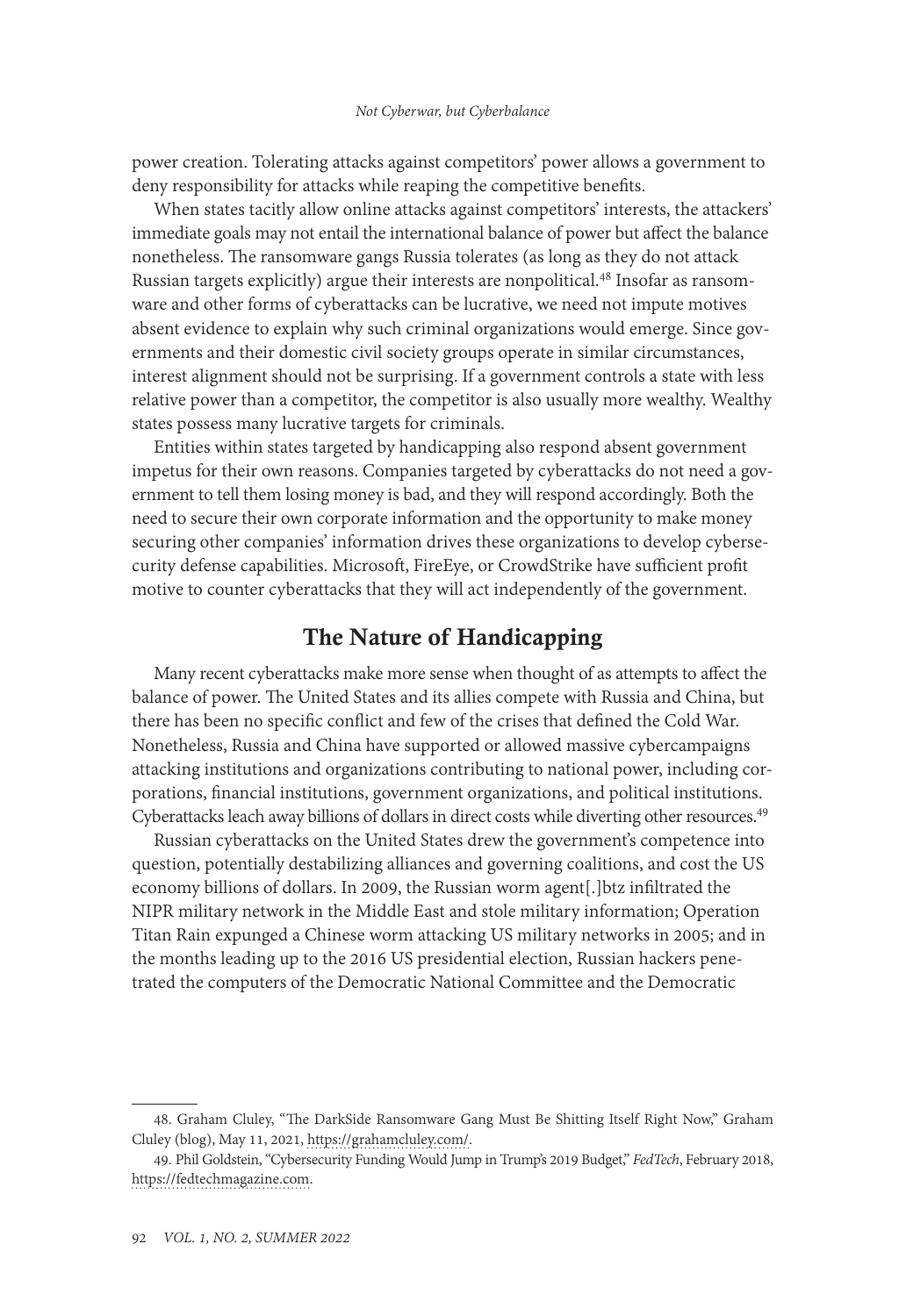power creation. Tolerating attacks against competitors' power allows a government to deny responsibility for attacks while reaping the competitive benefits.

When states tacitly allow online attacks against competitors' interests, the attackers' immediate goals may not entail the international balance of power but affect the balance nonetheless. The ransomware gangs Russia tolerates (as long as they do not attack Russian targets explicitly) argue their interests are nonpolitical.[48] Insofar as ransomware and other forms of cyberattacks can be lucrative, we need not impute motives absent evidence to explain why such criminal organizations would emerge. Since governments and their domestic civil society groups operate in similar circumstances, interest alignment should not be surprising. If a government controls a state with less relative power than a competitor, the competitor is also usually more wealthy. Wealthy states possess many lucrative targets for criminals.

Entities within states targeted by handicapping also respond absent government impetus for their own reasons. Companies targeted by cyberattacks do not need a government to tell them losing money is bad, and they will respond accordingly. Both the need to secure their own corporate information and the opportunity to make money securing other companies' information drives these organizations to develop cybersecurity defense capabilities. Microsoft, FireEye, or CrowdStrike have sufficient profit motive to counter cyberattacks that they will act independently of the government.

## The Nature of Handicapping

Many recent cyberattacks make more sense when thought of as attempts to affect the balance of power. The United States and its allies compete with Russia and China, but there has been no specific conflict and few of the crises that defined the Cold War. Nonetheless, Russia and China have supported or allowed massive cybercampaigns attacking institutions and organizations contributing to national power, including corporations, financial institutions, government organizations, and political institutions. Cyberattacks leach away billions of dollars in direct costs while diverting other resources.[49]

Russian cyberattacks on the United States drew the government's competence into question, potentially destabilizing alliances and governing coalitions, and cost the US economy billions of dollars. In 2009, the Russian worm agent[.]btz infiltrated the NIPR military network in the Middle East and stole military information; Operation Titan Rain expunged a Chinese worm attacking US military networks in 2005; and in the months leading up to the 2016 US presidential election, Russian hackers penetrated the computers of the Democratic National Committee and the Democratic

---

48. Graham Cluley, "The DarkSide Ransomware Gang Must Be Shitting Itself Right Now," Graham Cluley (blog), May 11, 2021, https://grahamcluley.com/.

49. Phil Goldstein, "Cybersecurity Funding Would Jump in Trump's 2019 Budget," *FedTech*, February 2018, https://fedtechmagazine.com.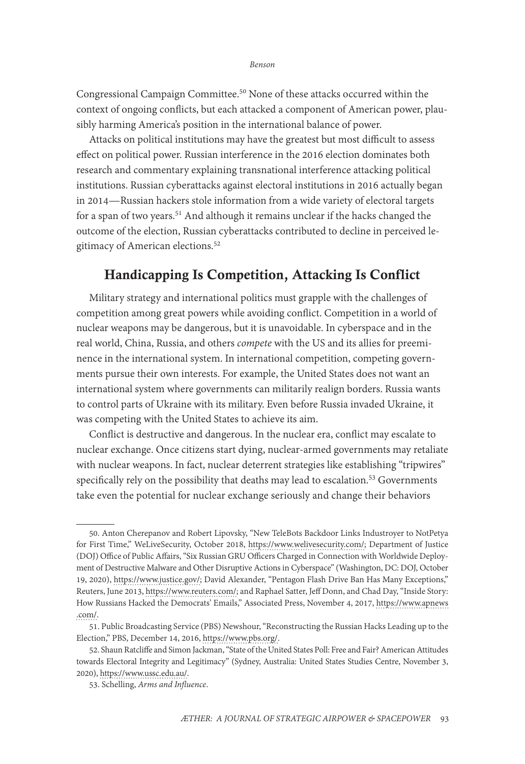Congressional Campaign Committee.[50] None of these attacks occurred within the context of ongoing conflicts, but each attacked a component of American power, plausibly harming America's position in the international balance of power.

Attacks on political institutions may have the greatest but most difficult to assess effect on political power. Russian interference in the 2016 election dominates both research and commentary explaining transnational interference attacking political institutions. Russian cyberattacks against electoral institutions in 2016 actually began in 2014—Russian hackers stole information from a wide variety of electoral targets for a span of two years.[51] And although it remains unclear if the hacks changed the outcome of the election, Russian cyberattacks contributed to decline in perceived legitimacy of American elections.[52]

## Handicapping Is Competition, Attacking Is Conflict

Military strategy and international politics must grapple with the challenges of competition among great powers while avoiding conflict. Competition in a world of nuclear weapons may be dangerous, but it is unavoidable. In cyberspace and in the real world, China, Russia, and others *compete* with the US and its allies for preeminence in the international system. In international competition, competing governments pursue their own interests. For example, the United States does not want an international system where governments can militarily realign borders. Russia wants to control parts of Ukraine with its military. Even before Russia invaded Ukraine, it was competing with the United States to achieve its aim.

Conflict is destructive and dangerous. In the nuclear era, conflict may escalate to nuclear exchange. Once citizens start dying, nuclear-armed governments may retaliate with nuclear weapons. In fact, nuclear deterrent strategies like establishing "tripwires" specifically rely on the possibility that deaths may lead to escalation.[53] Governments take even the potential for nuclear exchange seriously and change their behaviors

50. Anton Cherepanov and Robert Lipovsky, "New TeleBots Backdoor Links Industroyer to NotPetya for First Time," WeLiveSecurity, October 2018, https://www.welivesecurity.com/; Department of Justice (DOJ) Office of Public Affairs, "Six Russian GRU Officers Charged in Connection with Worldwide Deployment of Destructive Malware and Other Disruptive Actions in Cyberspace" (Washington, DC: DOJ, October 19, 2020), https://www.justice.gov/; David Alexander, "Pentagon Flash Drive Ban Has Many Exceptions," Reuters, June 2013, https://www.reuters.com/; and Raphael Satter, Jeff Donn, and Chad Day, "Inside Story: How Russians Hacked the Democrats' Emails," Associated Press, November 4, 2017, https://www.apnews.com/.

51. Public Broadcasting Service (PBS) Newshour, "Reconstructing the Russian Hacks Leading up to the Election," PBS, December 14, 2016, https://www.pbs.org/.

52. Shaun Ratcliffe and Simon Jackman, "State of the United States Poll: Free and Fair? American Attitudes towards Electoral Integrity and Legitimacy" (Sydney, Australia: United States Studies Centre, November 3, 2020), https://www.ussc.edu.au/.

53. Schelling, *Arms and Influence*.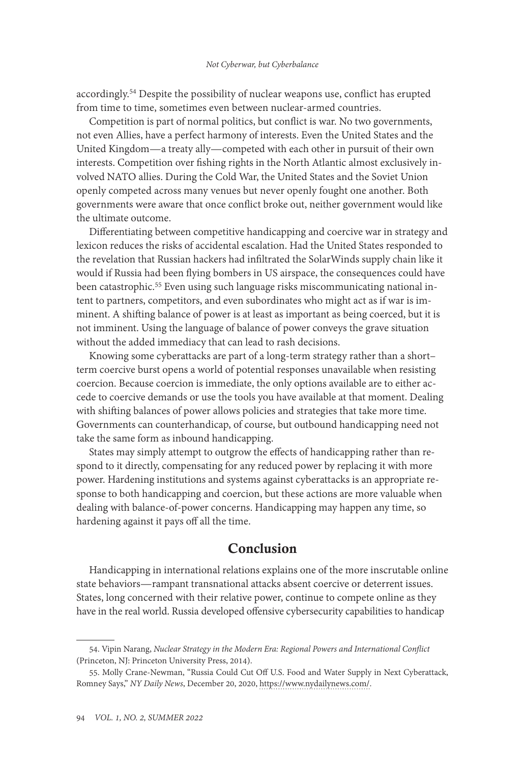accordingly.[54] Despite the possibility of nuclear weapons use, conflict has erupted from time to time, sometimes even between nuclear-armed countries.

Competition is part of normal politics, but conflict is war. No two governments, not even Allies, have a perfect harmony of interests. Even the United States and the United Kingdom—a treaty ally—competed with each other in pursuit of their own interests. Competition over fishing rights in the North Atlantic almost exclusively involved NATO allies. During the Cold War, the United States and the Soviet Union openly competed across many venues but never openly fought one another. Both governments were aware that once conflict broke out, neither government would like the ultimate outcome.

Differentiating between competitive handicapping and coercive war in strategy and lexicon reduces the risks of accidental escalation. Had the United States responded to the revelation that Russian hackers had infiltrated the SolarWinds supply chain like it would if Russia had been flying bombers in US airspace, the consequences could have been catastrophic.[55] Even using such language risks miscommunicating national intent to partners, competitors, and even subordinates who might act as if war is imminent. A shifting balance of power is at least as important as being coerced, but it is not imminent. Using the language of balance of power conveys the grave situation without the added immediacy that can lead to rash decisions.

Knowing some cyberattacks are part of a long-term strategy rather than a short–term coercive burst opens a world of potential responses unavailable when resisting coercion. Because coercion is immediate, the only options available are to either accede to coercive demands or use the tools you have available at that moment. Dealing with shifting balances of power allows policies and strategies that take more time. Governments can counterhandicap, of course, but outbound handicapping need not take the same form as inbound handicapping.

States may simply attempt to outgrow the effects of handicapping rather than respond to it directly, compensating for any reduced power by replacing it with more power. Hardening institutions and systems against cyberattacks is an appropriate response to both handicapping and coercion, but these actions are more valuable when dealing with balance-of-power concerns. Handicapping may happen any time, so hardening against it pays off all the time.

## Conclusion

Handicapping in international relations explains one of the more inscrutable online state behaviors—rampant transnational attacks absent coercive or deterrent issues. States, long concerned with their relative power, continue to compete online as they have in the real world. Russia developed offensive cybersecurity capabilities to handicap

54. Vipin Narang, *Nuclear Strategy in the Modern Era: Regional Powers and International Conflict* (Princeton, NJ: Princeton University Press, 2014).

55. Molly Crane-Newman, "Russia Could Cut Off U.S. Food and Water Supply in Next Cyberattack, Romney Says," *NY Daily News*, December 20, 2020, https://www.nydailynews.com/.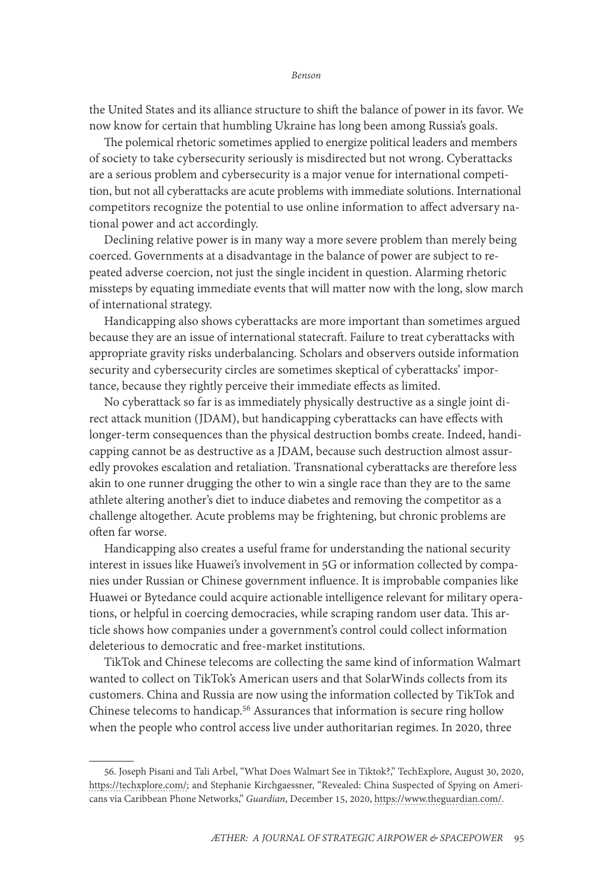the United States and its alliance structure to shift the balance of power in its favor. We now know for certain that humbling Ukraine has long been among Russia's goals.

The polemical rhetoric sometimes applied to energize political leaders and members of society to take cybersecurity seriously is misdirected but not wrong. Cyberattacks are a serious problem and cybersecurity is a major venue for international competition, but not all cyberattacks are acute problems with immediate solutions. International competitors recognize the potential to use online information to affect adversary national power and act accordingly.

Declining relative power is in many way a more severe problem than merely being coerced. Governments at a disadvantage in the balance of power are subject to repeated adverse coercion, not just the single incident in question. Alarming rhetoric missteps by equating immediate events that will matter now with the long, slow march of international strategy.

Handicapping also shows cyberattacks are more important than sometimes argued because they are an issue of international statecraft. Failure to treat cyberattacks with appropriate gravity risks underbalancing. Scholars and observers outside information security and cybersecurity circles are sometimes skeptical of cyberattacks' importance, because they rightly perceive their immediate effects as limited.

No cyberattack so far is as immediately physically destructive as a single joint direct attack munition (JDAM), but handicapping cyberattacks can have effects with longer-term consequences than the physical destruction bombs create. Indeed, handicapping cannot be as destructive as a JDAM, because such destruction almost assuredly provokes escalation and retaliation. Transnational cyberattacks are therefore less akin to one runner drugging the other to win a single race than they are to the same athlete altering another's diet to induce diabetes and removing the competitor as a challenge altogether. Acute problems may be frightening, but chronic problems are often far worse.

Handicapping also creates a useful frame for understanding the national security interest in issues like Huawei's involvement in 5G or information collected by companies under Russian or Chinese government influence. It is improbable companies like Huawei or Bytedance could acquire actionable intelligence relevant for military operations, or helpful in coercing democracies, while scraping random user data. This article shows how companies under a government's control could collect information deleterious to democratic and free-market institutions.

TikTok and Chinese telecoms are collecting the same kind of information Walmart wanted to collect on TikTok's American users and that SolarWinds collects from its customers. China and Russia are now using the information collected by TikTok and Chinese telecoms to handicap.[56] Assurances that information is secure ring hollow when the people who control access live under authoritarian regimes. In 2020, three

56. Joseph Pisani and Tali Arbel, "What Does Walmart See in Tiktok?," TechExplore, August 30, 2020, https://techxplore.com/; and Stephanie Kirchgaessner, "Revealed: China Suspected of Spying on Americans via Caribbean Phone Networks," *Guardian*, December 15, 2020, https://www.theguardian.com/.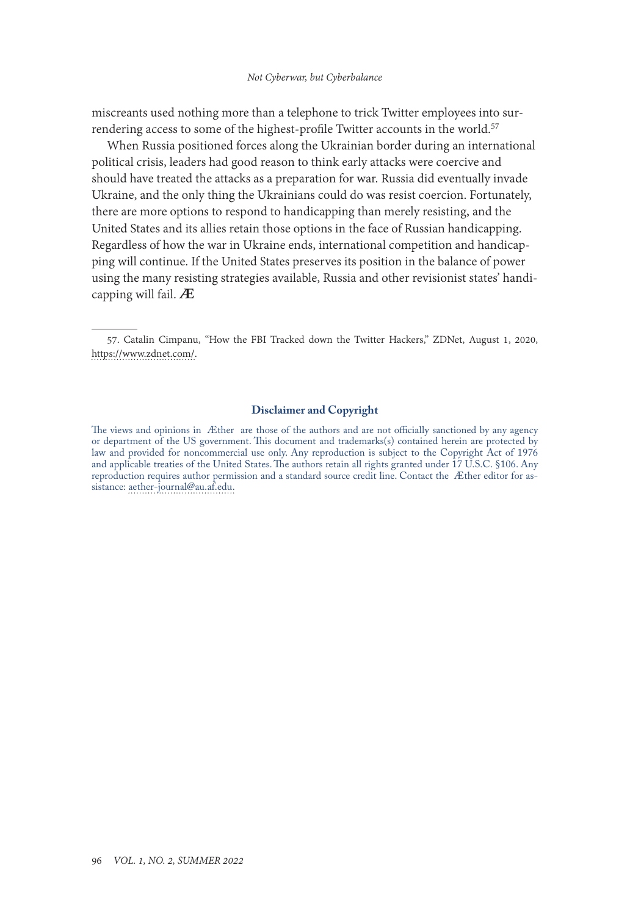miscreants used nothing more than a telephone to trick Twitter employees into surrendering access to some of the highest-profile Twitter accounts in the world.[57]

When Russia positioned forces along the Ukrainian border during an international political crisis, leaders had good reason to think early attacks were coercive and should have treated the attacks as a preparation for war. Russia did eventually invade Ukraine, and the only thing the Ukrainians could do was resist coercion. Fortunately, there are more options to respond to handicapping than merely resisting, and the United States and its allies retain those options in the face of Russian handicapping. Regardless of how the war in Ukraine ends, international competition and handicapping will continue. If the United States preserves its position in the balance of power using the many resisting strategies available, Russia and other revisionist states' handicapping will fail. **Æ**

---

57. Catalin Cimpanu, "How the FBI Tracked down the Twitter Hackers," ZDNet, August 1, 2020, https://www.zdnet.com/.

### Disclaimer and Copyright

The views and opinions in Æther are those of the authors and are not officially sanctioned by any agency or department of the US government. This document and trademarks(s) contained herein are protected by law and provided for noncommercial use only. Any reproduction is subject to the Copyright Act of 1976 and applicable treaties of the United States. The authors retain all rights granted under 17 U.S.C. §106. Any reproduction requires author permission and a standard source credit line. Contact the Æther editor for assistance: aether-journal@au.af.edu.